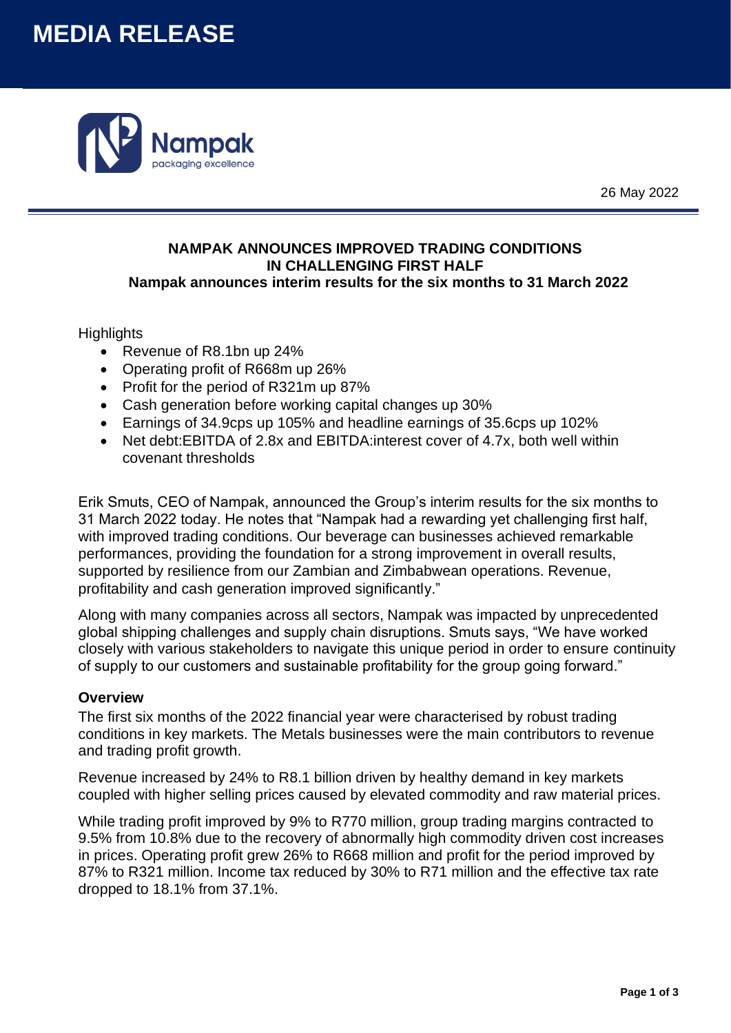# MEDIA RELEASE

Nampak
packaging excellence

26 May 2022

**NAMPAK ANNOUNCES IMPROVED TRADING CONDITIONS IN CHALLENGING FIRST HALF**
**Nampak announces interim results for the six months to 31 March 2022**

Highlights

- Revenue of R8.1bn up 24%
- Operating profit of R668m up 26%
- Profit for the period of R321m up 87%
- Cash generation before working capital changes up 30%
- Earnings of 34.9cps up 105% and headline earnings of 35.6cps up 102%
- Net debt:EBITDA of 2.8x and EBITDA:interest cover of 4.7x, both well within covenant thresholds

Erik Smuts, CEO of Nampak, announced the Group's interim results for the six months to 31 March 2022 today. He notes that "Nampak had a rewarding yet challenging first half, with improved trading conditions. Our beverage can businesses achieved remarkable performances, providing the foundation for a strong improvement in overall results, supported by resilience from our Zambian and Zimbabwean operations. Revenue, profitability and cash generation improved significantly."

Along with many companies across all sectors, Nampak was impacted by unprecedented global shipping challenges and supply chain disruptions. Smuts says, "We have worked closely with various stakeholders to navigate this unique period in order to ensure continuity of supply to our customers and sustainable profitability for the group going forward."

**Overview**

The first six months of the 2022 financial year were characterised by robust trading conditions in key markets. The Metals businesses were the main contributors to revenue and trading profit growth.

Revenue increased by 24% to R8.1 billion driven by healthy demand in key markets coupled with higher selling prices caused by elevated commodity and raw material prices.

While trading profit improved by 9% to R770 million, group trading margins contracted to 9.5% from 10.8% due to the recovery of abnormally high commodity driven cost increases in prices. Operating profit grew 26% to R668 million and profit for the period improved by 87% to R321 million. Income tax reduced by 30% to R71 million and the effective tax rate dropped to 18.1% from 37.1%.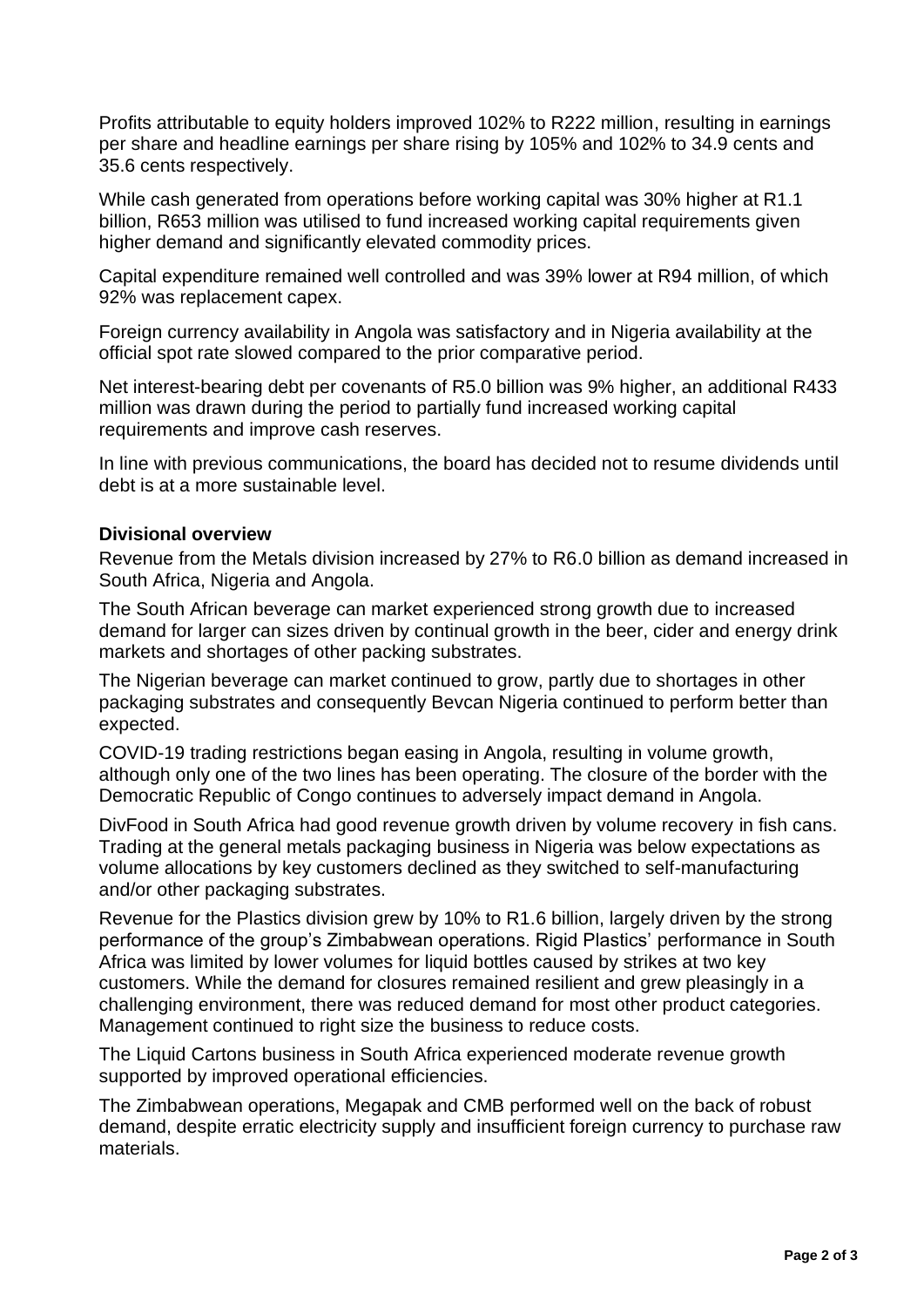Profits attributable to equity holders improved 102% to R222 million, resulting in earnings per share and headline earnings per share rising by 105% and 102% to 34.9 cents and 35.6 cents respectively.

While cash generated from operations before working capital was 30% higher at R1.1 billion, R653 million was utilised to fund increased working capital requirements given higher demand and significantly elevated commodity prices.

Capital expenditure remained well controlled and was 39% lower at R94 million, of which 92% was replacement capex.

Foreign currency availability in Angola was satisfactory and in Nigeria availability at the official spot rate slowed compared to the prior comparative period.

Net interest-bearing debt per covenants of R5.0 billion was 9% higher, an additional R433 million was drawn during the period to partially fund increased working capital requirements and improve cash reserves.

In line with previous communications, the board has decided not to resume dividends until debt is at a more sustainable level.

**Divisional overview**

Revenue from the Metals division increased by 27% to R6.0 billion as demand increased in South Africa, Nigeria and Angola.

The South African beverage can market experienced strong growth due to increased demand for larger can sizes driven by continual growth in the beer, cider and energy drink markets and shortages of other packing substrates.

The Nigerian beverage can market continued to grow, partly due to shortages in other packaging substrates and consequently Bevcan Nigeria continued to perform better than expected.

COVID-19 trading restrictions began easing in Angola, resulting in volume growth, although only one of the two lines has been operating. The closure of the border with the Democratic Republic of Congo continues to adversely impact demand in Angola.

DivFood in South Africa had good revenue growth driven by volume recovery in fish cans. Trading at the general metals packaging business in Nigeria was below expectations as volume allocations by key customers declined as they switched to self-manufacturing and/or other packaging substrates.

Revenue for the Plastics division grew by 10% to R1.6 billion, largely driven by the strong performance of the group's Zimbabwean operations. Rigid Plastics' performance in South Africa was limited by lower volumes for liquid bottles caused by strikes at two key customers. While the demand for closures remained resilient and grew pleasingly in a challenging environment, there was reduced demand for most other product categories. Management continued to right size the business to reduce costs.

The Liquid Cartons business in South Africa experienced moderate revenue growth supported by improved operational efficiencies.

The Zimbabwean operations, Megapak and CMB performed well on the back of robust demand, despite erratic electricity supply and insufficient foreign currency to purchase raw materials.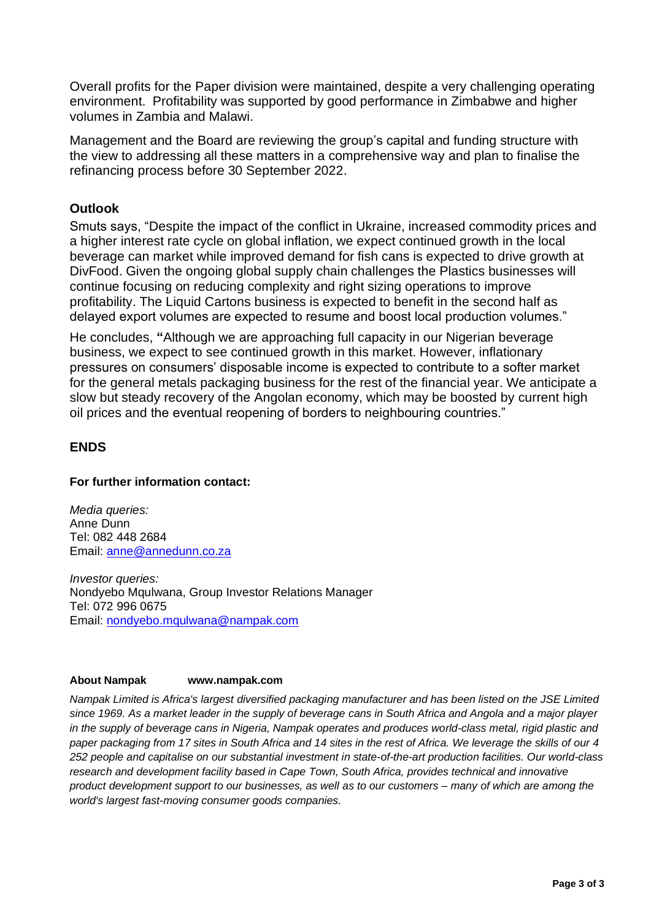Overall profits for the Paper division were maintained, despite a very challenging operating environment. Profitability was supported by good performance in Zimbabwe and higher volumes in Zambia and Malawi.

Management and the Board are reviewing the group's capital and funding structure with the view to addressing all these matters in a comprehensive way and plan to finalise the refinancing process before 30 September 2022.

## Outlook

Smuts says, "Despite the impact of the conflict in Ukraine, increased commodity prices and a higher interest rate cycle on global inflation, we expect continued growth in the local beverage can market while improved demand for fish cans is expected to drive growth at DivFood. Given the ongoing global supply chain challenges the Plastics businesses will continue focusing on reducing complexity and right sizing operations to improve profitability. The Liquid Cartons business is expected to benefit in the second half as delayed export volumes are expected to resume and boost local production volumes."

He concludes, **"**Although we are approaching full capacity in our Nigerian beverage business, we expect to see continued growth in this market. However, inflationary pressures on consumers' disposable income is expected to contribute to a softer market for the general metals packaging business for the rest of the financial year. We anticipate a slow but steady recovery of the Angolan economy, which may be boosted by current high oil prices and the eventual reopening of borders to neighbouring countries."

## ENDS

**For further information contact:**

*Media queries:*
Anne Dunn
Tel: 082 448 2684
Email: anne@annedunn.co.za

*Investor queries:*
Nondyebo Mqulwana, Group Investor Relations Manager
Tel: 072 996 0675
Email: nondyebo.mqulwana@nampak.com

**About Nampak www.nampak.com**

*Nampak Limited is Africa's largest diversified packaging manufacturer and has been listed on the JSE Limited since 1969. As a market leader in the supply of beverage cans in South Africa and Angola and a major player in the supply of beverage cans in Nigeria, Nampak operates and produces world-class metal, rigid plastic and paper packaging from 17 sites in South Africa and 14 sites in the rest of Africa. We leverage the skills of our 4 252 people and capitalise on our substantial investment in state-of-the-art production facilities. Our world-class research and development facility based in Cape Town, South Africa, provides technical and innovative product development support to our businesses, as well as to our customers – many of which are among the world's largest fast-moving consumer goods companies.*